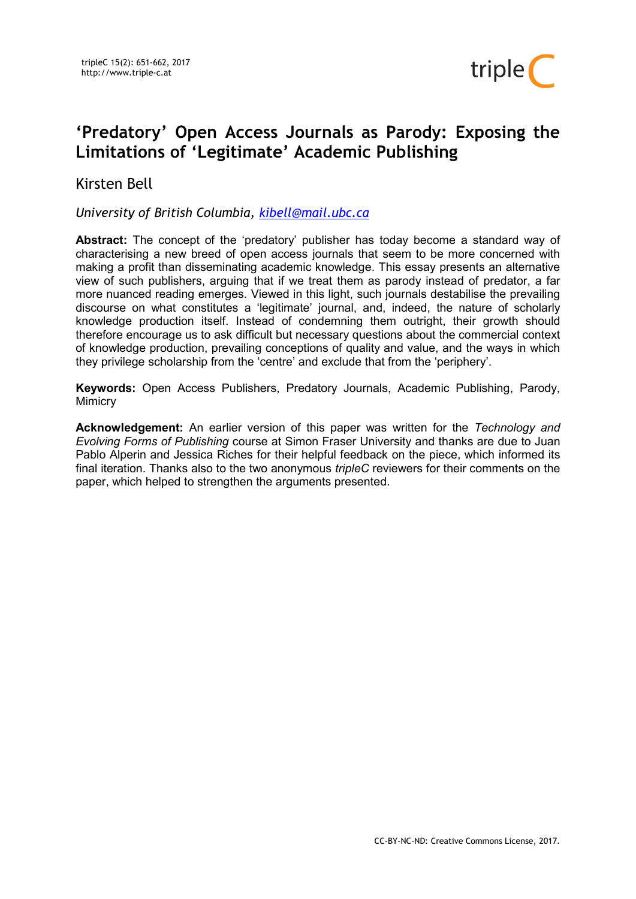# ‘Predatory’ Open Access Journals as Parody: Exposing the Limitations of ‘Legitimate’ Academic Publishing

Kirsten Bell

*University of British Columbia, kibell@mail.ubc.ca*

**Abstract:** The concept of the ‘predatory’ publisher has today become a standard way of characterising a new breed of open access journals that seem to be more concerned with making a profit than disseminating academic knowledge. This essay presents an alternative view of such publishers, arguing that if we treat them as parody instead of predator, a far more nuanced reading emerges. Viewed in this light, such journals destabilise the prevailing discourse on what constitutes a ‘legitimate’ journal, and, indeed, the nature of scholarly knowledge production itself. Instead of condemning them outright, their growth should therefore encourage us to ask difficult but necessary questions about the commercial context of knowledge production, prevailing conceptions of quality and value, and the ways in which they privilege scholarship from the ‘centre’ and exclude that from the ‘periphery’.

**Keywords:** Open Access Publishers, Predatory Journals, Academic Publishing, Parody, Mimicry

**Acknowledgement:** An earlier version of this paper was written for the *Technology and Evolving Forms of Publishing* course at Simon Fraser University and thanks are due to Juan Pablo Alperin and Jessica Riches for their helpful feedback on the piece, which informed its final iteration. Thanks also to the two anonymous *tripleC* reviewers for their comments on the paper, which helped to strengthen the arguments presented.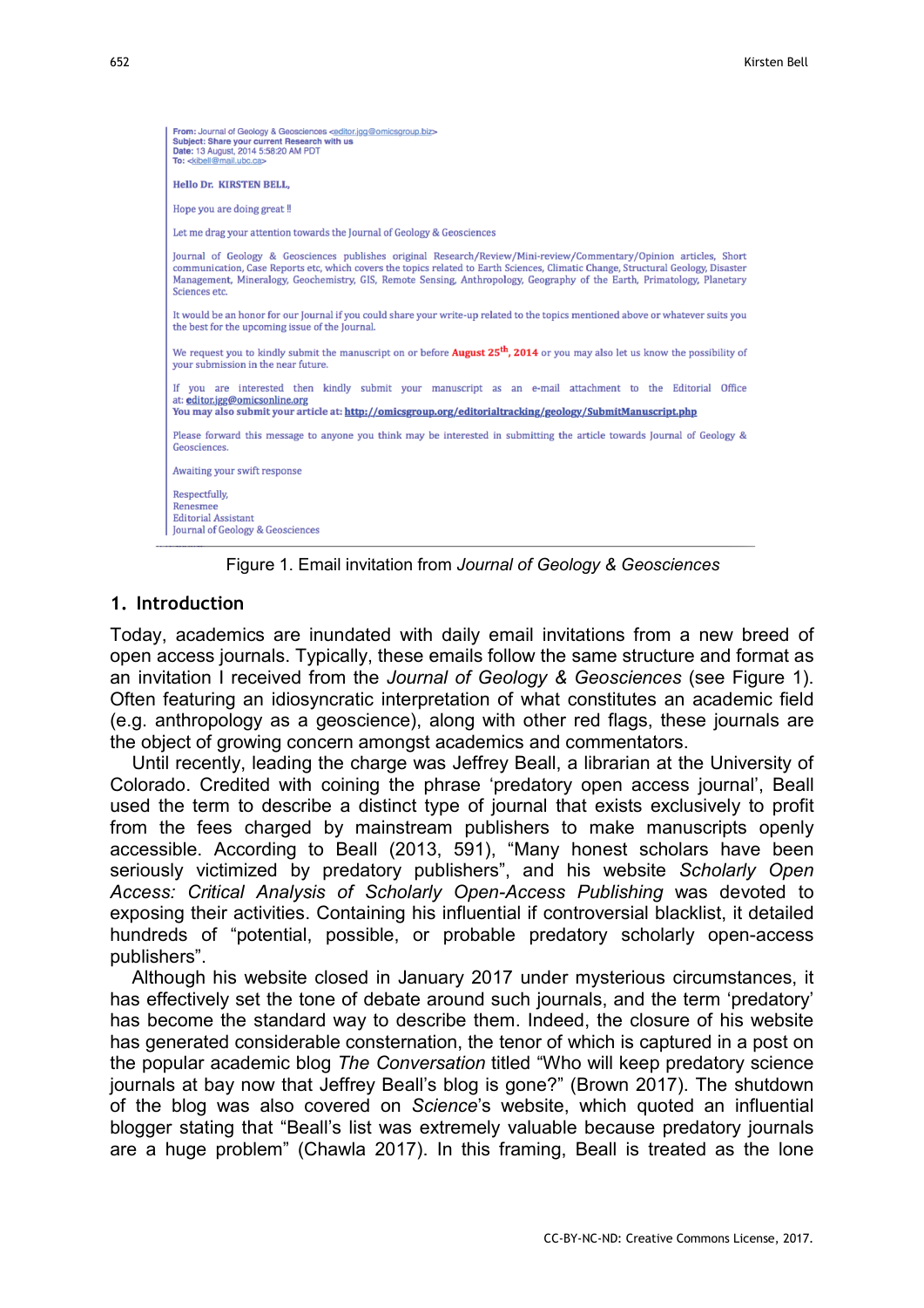> **From:** Journal of Geology & Geosciences <editor.jgg@omicsgroup.biz>
> **Subject: Share your current Research with us**
> **Date:** 13 August, 2014 5:58:20 AM PDT
> **To:** <kibell@mail.ubc.ca>
>
> **Hello Dr. KIRSTEN BELL,**
>
> Hope you are doing great !!
>
> Let me drag your attention towards the Journal of Geology & Geosciences
>
> Journal of Geology & Geosciences publishes original Research/Review/Mini-review/Commentary/Opinion articles, Short communication, Case Reports etc, which covers the topics related to Earth Sciences, Climatic Change, Structural Geology, Disaster Management, Mineralogy, Geochemistry, GIS, Remote Sensing, Anthropology, Geography of the Earth, Primatology, Planetary Sciences etc.
>
> It would be an honor for our Journal if you could share your write-up related to the topics mentioned above or whatever suits you the best for the upcoming issue of the Journal.
>
> We request you to kindly submit the manuscript on or before **August 25th, 2014** or you may also let us know the possibility of your submission in the near future.
>
> If you are interested then kindly submit your manuscript as an e-mail attachment to the Editorial Office at: editor.jgg@omicsonline.org
> **You may also submit your article at: http://omicsgroup.org/editorialtracking/geology/SubmitManuscript.php**
>
> Please forward this message to anyone you think may be interested in submitting the article towards Journal of Geology & Geosciences.
>
> Awaiting your swift response
>
> Respectfully,
> Renesmee
> Editorial Assistant
> Journal of Geology & Geosciences

Figure 1. Email invitation from *Journal of Geology & Geosciences*

## 1. Introduction

Today, academics are inundated with daily email invitations from a new breed of open access journals. Typically, these emails follow the same structure and format as an invitation I received from the *Journal of Geology & Geosciences* (see Figure 1). Often featuring an idiosyncratic interpretation of what constitutes an academic field (e.g. anthropology as a geoscience), along with other red flags, these journals are the object of growing concern amongst academics and commentators.

Until recently, leading the charge was Jeffrey Beall, a librarian at the University of Colorado. Credited with coining the phrase 'predatory open access journal', Beall used the term to describe a distinct type of journal that exists exclusively to profit from the fees charged by mainstream publishers to make manuscripts openly accessible. According to Beall (2013, 591), "Many honest scholars have been seriously victimized by predatory publishers", and his website *Scholarly Open Access: Critical Analysis of Scholarly Open-Access Publishing* was devoted to exposing their activities. Containing his influential if controversial blacklist, it detailed hundreds of "potential, possible, or probable predatory scholarly open-access publishers".

Although his website closed in January 2017 under mysterious circumstances, it has effectively set the tone of debate around such journals, and the term 'predatory' has become the standard way to describe them. Indeed, the closure of his website has generated considerable consternation, the tenor of which is captured in a post on the popular academic blog *The Conversation* titled "Who will keep predatory science journals at bay now that Jeffrey Beall's blog is gone?" (Brown 2017). The shutdown of the blog was also covered on *Science*'s website, which quoted an influential blogger stating that "Beall's list was extremely valuable because predatory journals are a huge problem" (Chawla 2017). In this framing, Beall is treated as the lone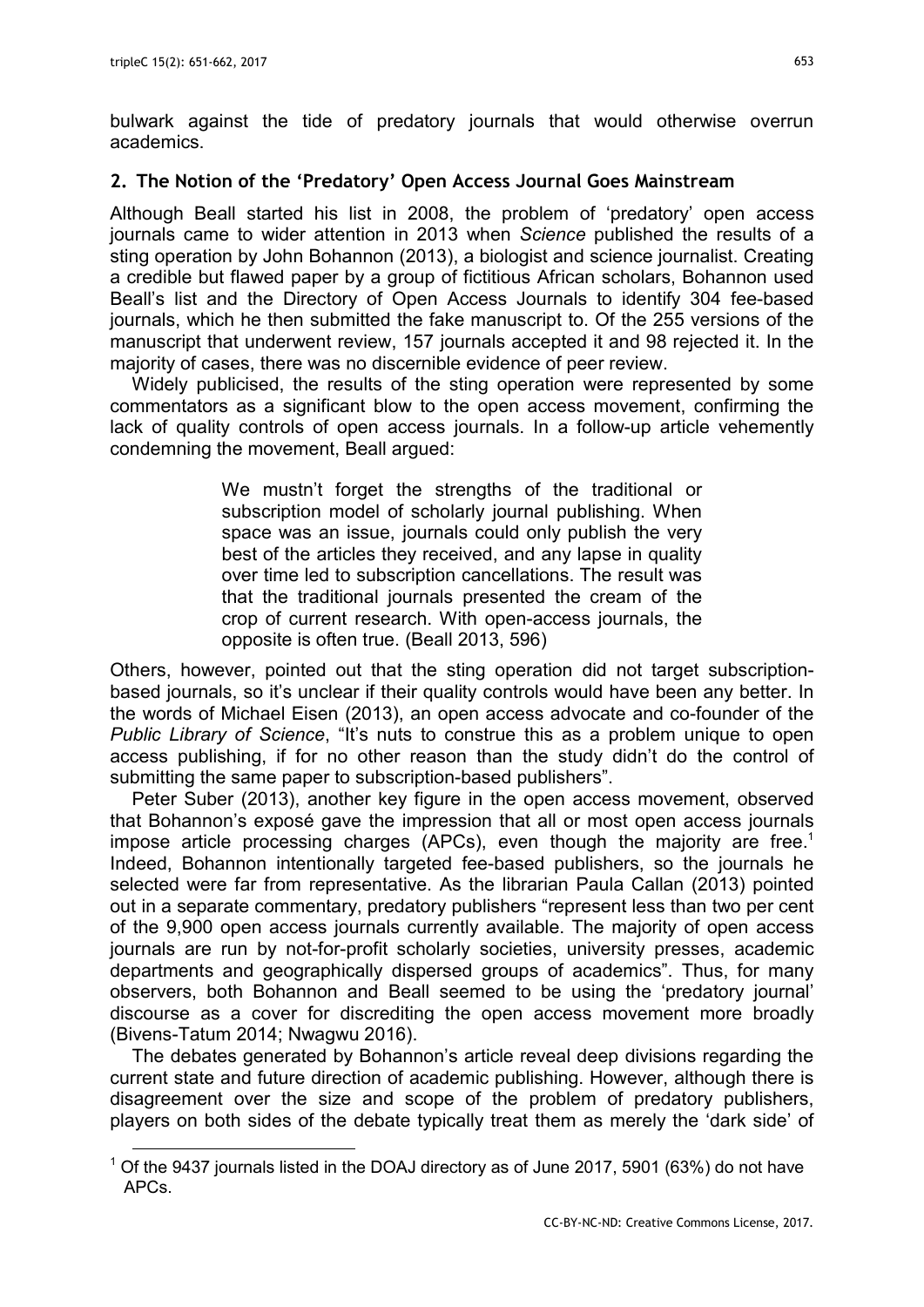bulwark against the tide of predatory journals that would otherwise overrun academics.

## 2. The Notion of the 'Predatory' Open Access Journal Goes Mainstream

Although Beall started his list in 2008, the problem of 'predatory' open access journals came to wider attention in 2013 when *Science* published the results of a sting operation by John Bohannon (2013), a biologist and science journalist. Creating a credible but flawed paper by a group of fictitious African scholars, Bohannon used Beall's list and the Directory of Open Access Journals to identify 304 fee-based journals, which he then submitted the fake manuscript to. Of the 255 versions of the manuscript that underwent review, 157 journals accepted it and 98 rejected it. In the majority of cases, there was no discernible evidence of peer review.

Widely publicised, the results of the sting operation were represented by some commentators as a significant blow to the open access movement, confirming the lack of quality controls of open access journals. In a follow-up article vehemently condemning the movement, Beall argued:

> We mustn't forget the strengths of the traditional or subscription model of scholarly journal publishing. When space was an issue, journals could only publish the very best of the articles they received, and any lapse in quality over time led to subscription cancellations. The result was that the traditional journals presented the cream of the crop of current research. With open-access journals, the opposite is often true. (Beall 2013, 596)

Others, however, pointed out that the sting operation did not target subscription-based journals, so it's unclear if their quality controls would have been any better. In the words of Michael Eisen (2013), an open access advocate and co-founder of the *Public Library of Science*, "It's nuts to construe this as a problem unique to open access publishing, if for no other reason than the study didn't do the control of submitting the same paper to subscription-based publishers".

Peter Suber (2013), another key figure in the open access movement, observed that Bohannon's exposé gave the impression that all or most open access journals impose article processing charges (APCs), even though the majority are free.[1] Indeed, Bohannon intentionally targeted fee-based publishers, so the journals he selected were far from representative. As the librarian Paula Callan (2013) pointed out in a separate commentary, predatory publishers "represent less than two per cent of the 9,900 open access journals currently available. The majority of open access journals are run by not-for-profit scholarly societies, university presses, academic departments and geographically dispersed groups of academics". Thus, for many observers, both Bohannon and Beall seemed to be using the 'predatory journal' discourse as a cover for discrediting the open access movement more broadly (Bivens-Tatum 2014; Nwagwu 2016).

The debates generated by Bohannon's article reveal deep divisions regarding the current state and future direction of academic publishing. However, although there is disagreement over the size and scope of the problem of predatory publishers, players on both sides of the debate typically treat them as merely the 'dark side' of

[1] Of the 9437 journals listed in the DOAJ directory as of June 2017, 5901 (63%) do not have APCs.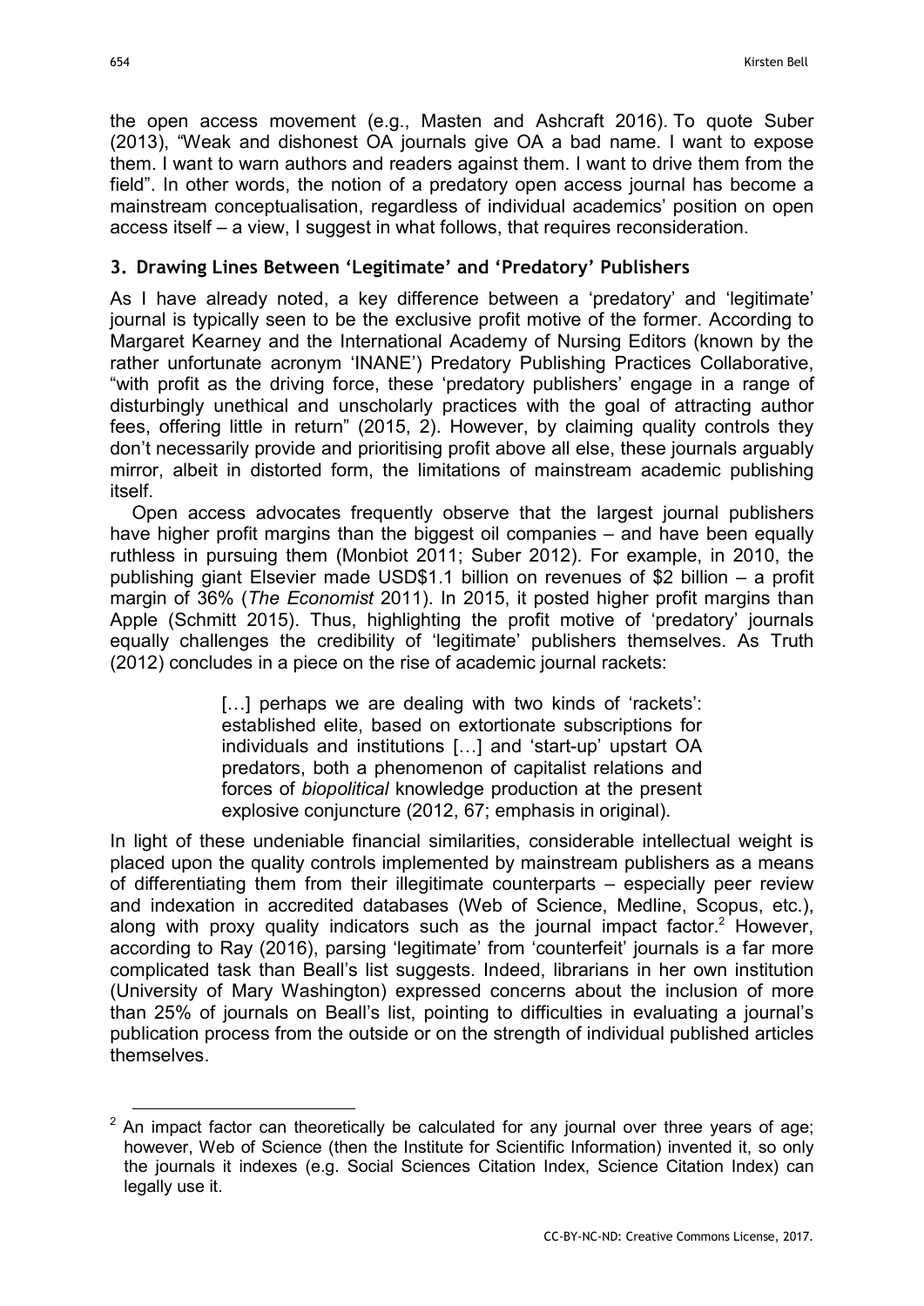the open access movement (e.g., Masten and Ashcraft 2016). To quote Suber (2013), "Weak and dishonest OA journals give OA a bad name. I want to expose them. I want to warn authors and readers against them. I want to drive them from the field". In other words, the notion of a predatory open access journal has become a mainstream conceptualisation, regardless of individual academics' position on open access itself – a view, I suggest in what follows, that requires reconsideration.

## 3. Drawing Lines Between 'Legitimate' and 'Predatory' Publishers

As I have already noted, a key difference between a 'predatory' and 'legitimate' journal is typically seen to be the exclusive profit motive of the former. According to Margaret Kearney and the International Academy of Nursing Editors (known by the rather unfortunate acronym 'INANE') Predatory Publishing Practices Collaborative, "with profit as the driving force, these 'predatory publishers' engage in a range of disturbingly unethical and unscholarly practices with the goal of attracting author fees, offering little in return" (2015, 2). However, by claiming quality controls they don't necessarily provide and prioritising profit above all else, these journals arguably mirror, albeit in distorted form, the limitations of mainstream academic publishing itself.

Open access advocates frequently observe that the largest journal publishers have higher profit margins than the biggest oil companies – and have been equally ruthless in pursuing them (Monbiot 2011; Suber 2012). For example, in 2010, the publishing giant Elsevier made USD$1.1 billion on revenues of $2 billion – a profit margin of 36% (*The Economist* 2011). In 2015, it posted higher profit margins than Apple (Schmitt 2015). Thus, highlighting the profit motive of 'predatory' journals equally challenges the credibility of 'legitimate' publishers themselves. As Truth (2012) concludes in a piece on the rise of academic journal rackets:

> […] perhaps we are dealing with two kinds of 'rackets': established elite, based on extortionate subscriptions for individuals and institutions […] and 'start-up' upstart OA predators, both a phenomenon of capitalist relations and forces of *biopolitical* knowledge production at the present explosive conjuncture (2012, 67; emphasis in original).

In light of these undeniable financial similarities, considerable intellectual weight is placed upon the quality controls implemented by mainstream publishers as a means of differentiating them from their illegitimate counterparts – especially peer review and indexation in accredited databases (Web of Science, Medline, Scopus, etc.), along with proxy quality indicators such as the journal impact factor.[2] However, according to Ray (2016), parsing 'legitimate' from 'counterfeit' journals is a far more complicated task than Beall's list suggests. Indeed, librarians in her own institution (University of Mary Washington) expressed concerns about the inclusion of more than 25% of journals on Beall's list, pointing to difficulties in evaluating a journal's publication process from the outside or on the strength of individual published articles themselves.

[2] An impact factor can theoretically be calculated for any journal over three years of age; however, Web of Science (then the Institute for Scientific Information) invented it, so only the journals it indexes (e.g. Social Sciences Citation Index, Science Citation Index) can legally use it.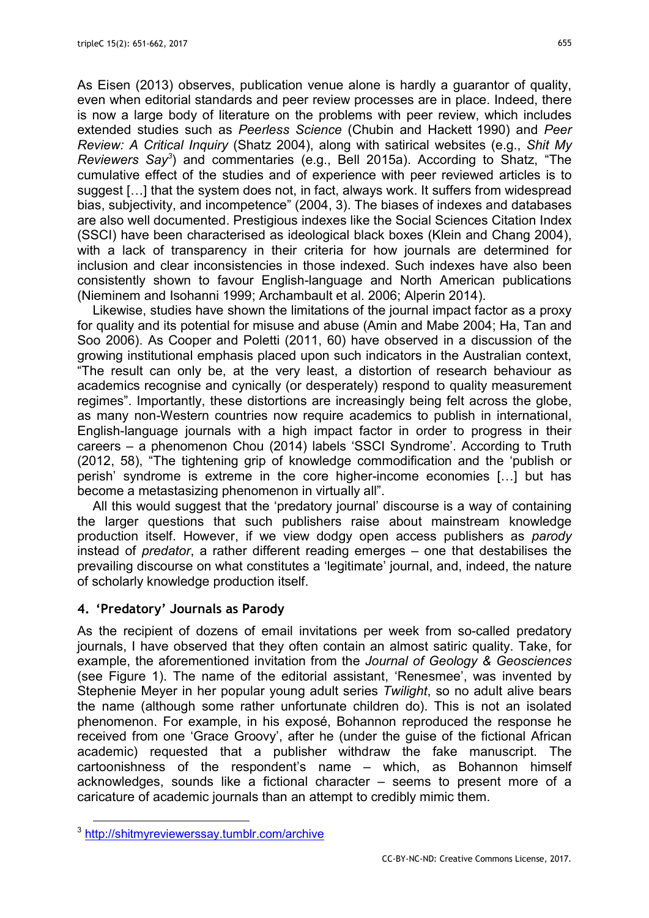As Eisen (2013) observes, publication venue alone is hardly a guarantor of quality, even when editorial standards and peer review processes are in place. Indeed, there is now a large body of literature on the problems with peer review, which includes extended studies such as *Peerless Science* (Chubin and Hackett 1990) and *Peer Review: A Critical Inquiry* (Shatz 2004), along with satirical websites (e.g., *Shit My Reviewers Say*[3]) and commentaries (e.g., Bell 2015a). According to Shatz, "The cumulative effect of the studies and of experience with peer reviewed articles is to suggest […] that the system does not, in fact, always work. It suffers from widespread bias, subjectivity, and incompetence" (2004, 3). The biases of indexes and databases are also well documented. Prestigious indexes like the Social Sciences Citation Index (SSCI) have been characterised as ideological black boxes (Klein and Chang 2004), with a lack of transparency in their criteria for how journals are determined for inclusion and clear inconsistencies in those indexed. Such indexes have also been consistently shown to favour English-language and North American publications (Nieminem and Isohanni 1999; Archambault et al. 2006; Alperin 2014).

Likewise, studies have shown the limitations of the journal impact factor as a proxy for quality and its potential for misuse and abuse (Amin and Mabe 2004; Ha, Tan and Soo 2006). As Cooper and Poletti (2011, 60) have observed in a discussion of the growing institutional emphasis placed upon such indicators in the Australian context, "The result can only be, at the very least, a distortion of research behaviour as academics recognise and cynically (or desperately) respond to quality measurement regimes". Importantly, these distortions are increasingly being felt across the globe, as many non-Western countries now require academics to publish in international, English-language journals with a high impact factor in order to progress in their careers – a phenomenon Chou (2014) labels 'SSCI Syndrome'. According to Truth (2012, 58), "The tightening grip of knowledge commodification and the 'publish or perish' syndrome is extreme in the core higher-income economies […] but has become a metastasizing phenomenon in virtually all".

All this would suggest that the 'predatory journal' discourse is a way of containing the larger questions that such publishers raise about mainstream knowledge production itself. However, if we view dodgy open access publishers as *parody* instead of *predator*, a rather different reading emerges – one that destabilises the prevailing discourse on what constitutes a 'legitimate' journal, and, indeed, the nature of scholarly knowledge production itself.

## 4. 'Predatory' Journals as Parody

As the recipient of dozens of email invitations per week from so-called predatory journals, I have observed that they often contain an almost satiric quality. Take, for example, the aforementioned invitation from the *Journal of Geology & Geosciences* (see Figure 1). The name of the editorial assistant, 'Renesmee', was invented by Stephenie Meyer in her popular young adult series *Twilight*, so no adult alive bears the name (although some rather unfortunate children do). This is not an isolated phenomenon. For example, in his exposé, Bohannon reproduced the response he received from one 'Grace Groovy', after he (under the guise of the fictional African academic) requested that a publisher withdraw the fake manuscript. The cartoonishness of the respondent's name – which, as Bohannon himself acknowledges, sounds like a fictional character – seems to present more of a caricature of academic journals than an attempt to credibly mimic them.

[3] http://shitmyreviewerssay.tumblr.com/archive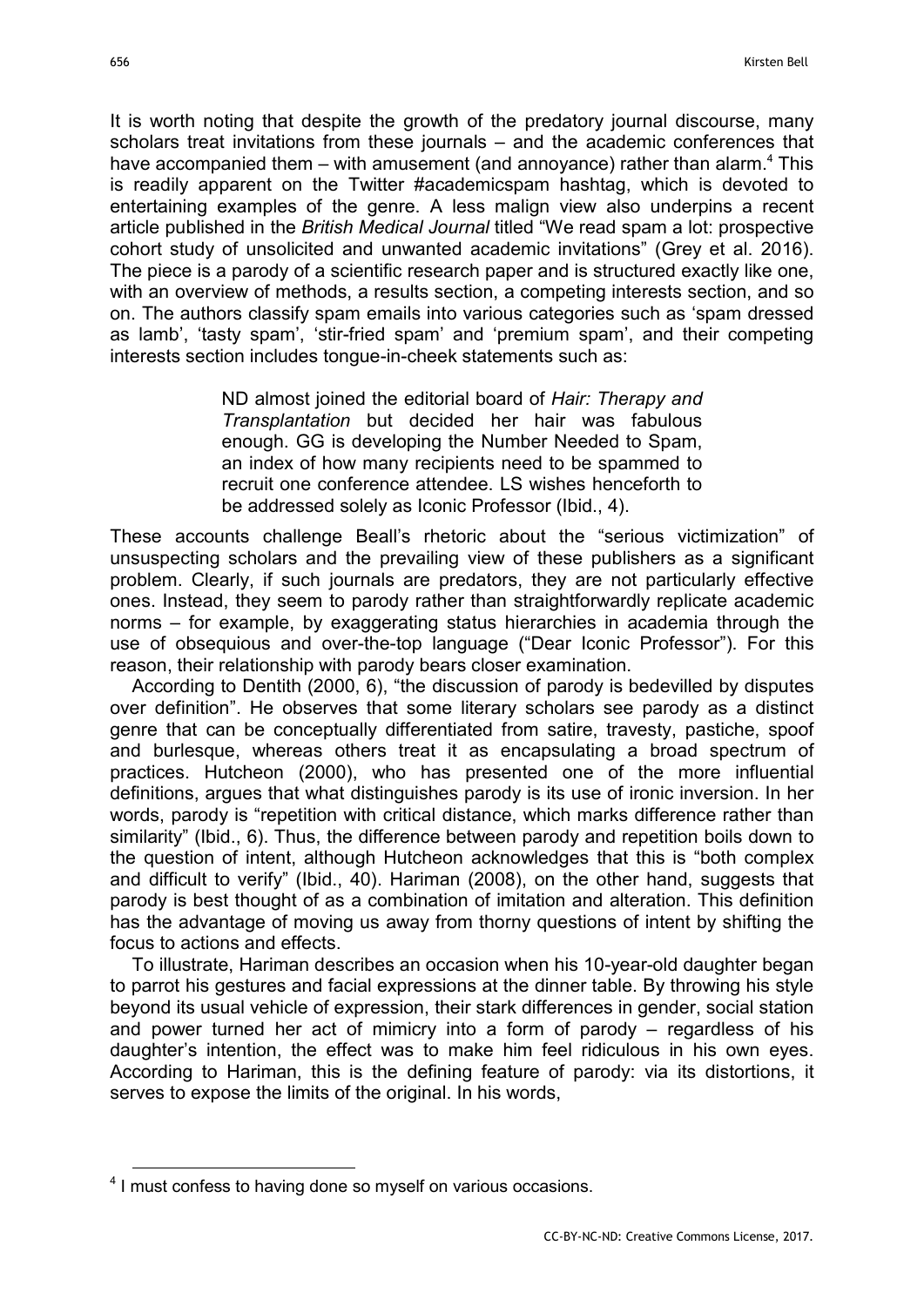It is worth noting that despite the growth of the predatory journal discourse, many scholars treat invitations from these journals – and the academic conferences that have accompanied them – with amusement (and annoyance) rather than alarm.[4] This is readily apparent on the Twitter #academicspam hashtag, which is devoted to entertaining examples of the genre. A less malign view also underpins a recent article published in the *British Medical Journal* titled "We read spam a lot: prospective cohort study of unsolicited and unwanted academic invitations" (Grey et al. 2016). The piece is a parody of a scientific research paper and is structured exactly like one, with an overview of methods, a results section, a competing interests section, and so on. The authors classify spam emails into various categories such as 'spam dressed as lamb', 'tasty spam', 'stir-fried spam' and 'premium spam', and their competing interests section includes tongue-in-cheek statements such as:

> ND almost joined the editorial board of *Hair: Therapy and Transplantation* but decided her hair was fabulous enough. GG is developing the Number Needed to Spam, an index of how many recipients need to be spammed to recruit one conference attendee. LS wishes henceforth to be addressed solely as Iconic Professor (Ibid., 4).

These accounts challenge Beall's rhetoric about the "serious victimization" of unsuspecting scholars and the prevailing view of these publishers as a significant problem. Clearly, if such journals are predators, they are not particularly effective ones. Instead, they seem to parody rather than straightforwardly replicate academic norms – for example, by exaggerating status hierarchies in academia through the use of obsequious and over-the-top language ("Dear Iconic Professor"). For this reason, their relationship with parody bears closer examination.

According to Dentith (2000, 6), "the discussion of parody is bedevilled by disputes over definition". He observes that some literary scholars see parody as a distinct genre that can be conceptually differentiated from satire, travesty, pastiche, spoof and burlesque, whereas others treat it as encapsulating a broad spectrum of practices. Hutcheon (2000), who has presented one of the more influential definitions, argues that what distinguishes parody is its use of ironic inversion. In her words, parody is "repetition with critical distance, which marks difference rather than similarity" (Ibid., 6). Thus, the difference between parody and repetition boils down to the question of intent, although Hutcheon acknowledges that this is "both complex and difficult to verify" (Ibid., 40). Hariman (2008), on the other hand, suggests that parody is best thought of as a combination of imitation and alteration. This definition has the advantage of moving us away from thorny questions of intent by shifting the focus to actions and effects.

To illustrate, Hariman describes an occasion when his 10-year-old daughter began to parrot his gestures and facial expressions at the dinner table. By throwing his style beyond its usual vehicle of expression, their stark differences in gender, social station and power turned her act of mimicry into a form of parody – regardless of his daughter's intention, the effect was to make him feel ridiculous in his own eyes. According to Hariman, this is the defining feature of parody: via its distortions, it serves to expose the limits of the original. In his words,

[4] I must confess to having done so myself on various occasions.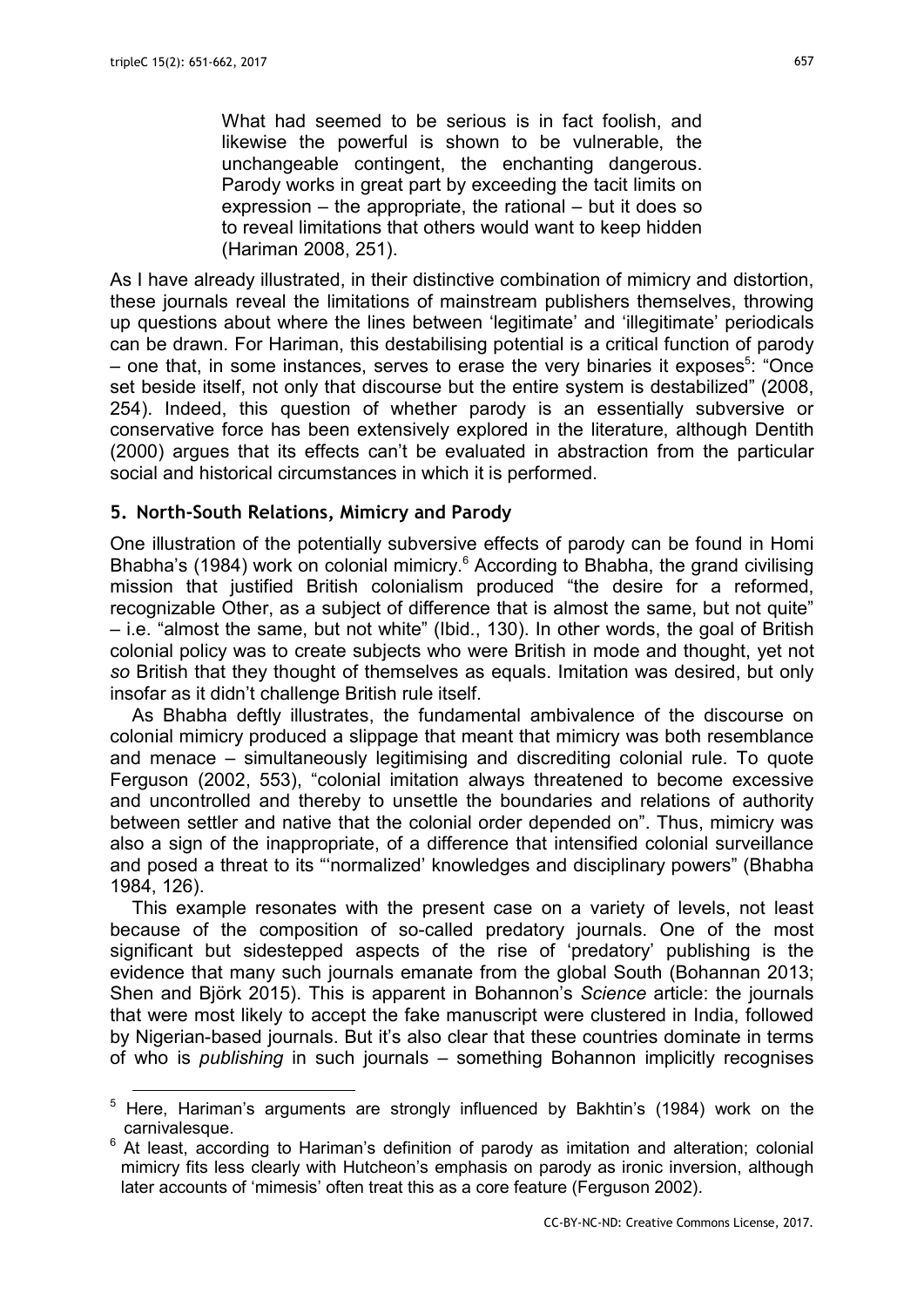> What had seemed to be serious is in fact foolish, and likewise the powerful is shown to be vulnerable, the unchangeable contingent, the enchanting dangerous. Parody works in great part by exceeding the tacit limits on expression – the appropriate, the rational – but it does so to reveal limitations that others would want to keep hidden (Hariman 2008, 251).

As I have already illustrated, in their distinctive combination of mimicry and distortion, these journals reveal the limitations of mainstream publishers themselves, throwing up questions about where the lines between 'legitimate' and 'illegitimate' periodicals can be drawn. For Hariman, this destabilising potential is a critical function of parody – one that, in some instances, serves to erase the very binaries it exposes[5]: "Once set beside itself, not only that discourse but the entire system is destabilized" (2008, 254). Indeed, this question of whether parody is an essentially subversive or conservative force has been extensively explored in the literature, although Dentith (2000) argues that its effects can't be evaluated in abstraction from the particular social and historical circumstances in which it is performed.

## 5. North-South Relations, Mimicry and Parody

One illustration of the potentially subversive effects of parody can be found in Homi Bhabha's (1984) work on colonial mimicry.[6] According to Bhabha, the grand civilising mission that justified British colonialism produced "the desire for a reformed, recognizable Other, as a subject of difference that is almost the same, but not quite" – i.e. "almost the same, but not white" (Ibid., 130). In other words, the goal of British colonial policy was to create subjects who were British in mode and thought, yet not *so* British that they thought of themselves as equals. Imitation was desired, but only insofar as it didn't challenge British rule itself.

As Bhabha deftly illustrates, the fundamental ambivalence of the discourse on colonial mimicry produced a slippage that meant that mimicry was both resemblance and menace – simultaneously legitimising and discrediting colonial rule. To quote Ferguson (2002, 553), "colonial imitation always threatened to become excessive and uncontrolled and thereby to unsettle the boundaries and relations of authority between settler and native that the colonial order depended on". Thus, mimicry was also a sign of the inappropriate, of a difference that intensified colonial surveillance and posed a threat to its "'normalized' knowledges and disciplinary powers" (Bhabha 1984, 126).

This example resonates with the present case on a variety of levels, not least because of the composition of so-called predatory journals. One of the most significant but sidestepped aspects of the rise of 'predatory' publishing is the evidence that many such journals emanate from the global South (Bohannan 2013; Shen and Björk 2015). This is apparent in Bohannon's *Science* article: the journals that were most likely to accept the fake manuscript were clustered in India, followed by Nigerian-based journals. But it's also clear that these countries dominate in terms of who is *publishing* in such journals – something Bohannon implicitly recognises

---

[5] Here, Hariman's arguments are strongly influenced by Bakhtin's (1984) work on the carnivalesque.

[6] At least, according to Hariman's definition of parody as imitation and alteration; colonial mimicry fits less clearly with Hutcheon's emphasis on parody as ironic inversion, although later accounts of 'mimesis' often treat this as a core feature (Ferguson 2002).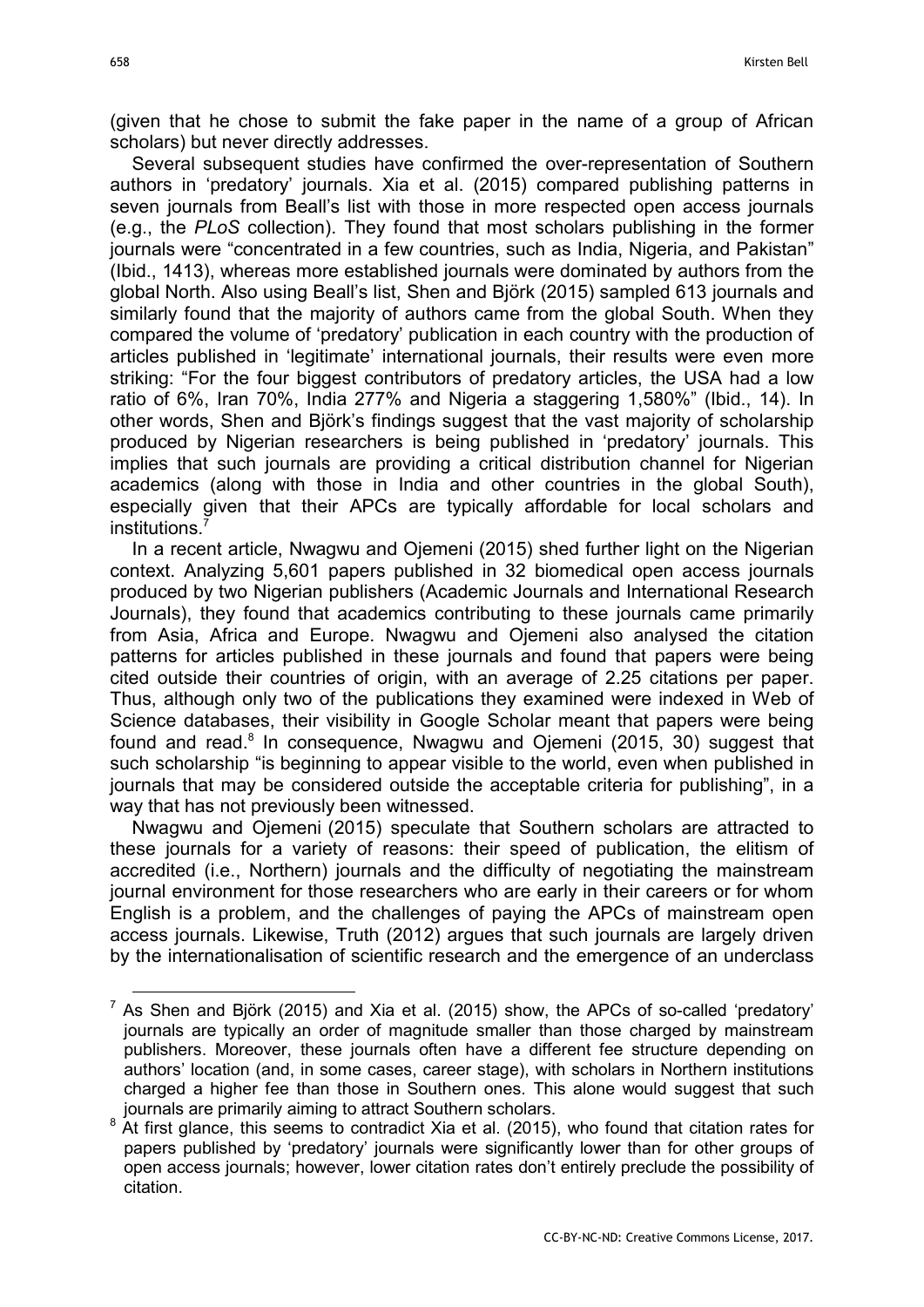(given that he chose to submit the fake paper in the name of a group of African scholars) but never directly addresses.

Several subsequent studies have confirmed the over-representation of Southern authors in 'predatory' journals. Xia et al. (2015) compared publishing patterns in seven journals from Beall's list with those in more respected open access journals (e.g., the *PLoS* collection). They found that most scholars publishing in the former journals were "concentrated in a few countries, such as India, Nigeria, and Pakistan" (Ibid., 1413), whereas more established journals were dominated by authors from the global North. Also using Beall's list, Shen and Björk (2015) sampled 613 journals and similarly found that the majority of authors came from the global South. When they compared the volume of 'predatory' publication in each country with the production of articles published in 'legitimate' international journals, their results were even more striking: "For the four biggest contributors of predatory articles, the USA had a low ratio of 6%, Iran 70%, India 277% and Nigeria a staggering 1,580%" (Ibid., 14). In other words, Shen and Björk's findings suggest that the vast majority of scholarship produced by Nigerian researchers is being published in 'predatory' journals. This implies that such journals are providing a critical distribution channel for Nigerian academics (along with those in India and other countries in the global South), especially given that their APCs are typically affordable for local scholars and institutions.[7]

In a recent article, Nwagwu and Ojemeni (2015) shed further light on the Nigerian context. Analyzing 5,601 papers published in 32 biomedical open access journals produced by two Nigerian publishers (Academic Journals and International Research Journals), they found that academics contributing to these journals came primarily from Asia, Africa and Europe. Nwagwu and Ojemeni also analysed the citation patterns for articles published in these journals and found that papers were being cited outside their countries of origin, with an average of 2.25 citations per paper. Thus, although only two of the publications they examined were indexed in Web of Science databases, their visibility in Google Scholar meant that papers were being found and read.[8] In consequence, Nwagwu and Ojemeni (2015, 30) suggest that such scholarship "is beginning to appear visible to the world, even when published in journals that may be considered outside the acceptable criteria for publishing", in a way that has not previously been witnessed.

Nwagwu and Ojemeni (2015) speculate that Southern scholars are attracted to these journals for a variety of reasons: their speed of publication, the elitism of accredited (i.e., Northern) journals and the difficulty of negotiating the mainstream journal environment for those researchers who are early in their careers or for whom English is a problem, and the challenges of paying the APCs of mainstream open access journals. Likewise, Truth (2012) argues that such journals are largely driven by the internationalisation of scientific research and the emergence of an underclass

---

[7] As Shen and Björk (2015) and Xia et al. (2015) show, the APCs of so-called 'predatory' journals are typically an order of magnitude smaller than those charged by mainstream publishers. Moreover, these journals often have a different fee structure depending on authors' location (and, in some cases, career stage), with scholars in Northern institutions charged a higher fee than those in Southern ones. This alone would suggest that such journals are primarily aiming to attract Southern scholars.

[8] At first glance, this seems to contradict Xia et al. (2015), who found that citation rates for papers published by 'predatory' journals were significantly lower than for other groups of open access journals; however, lower citation rates don't entirely preclude the possibility of citation.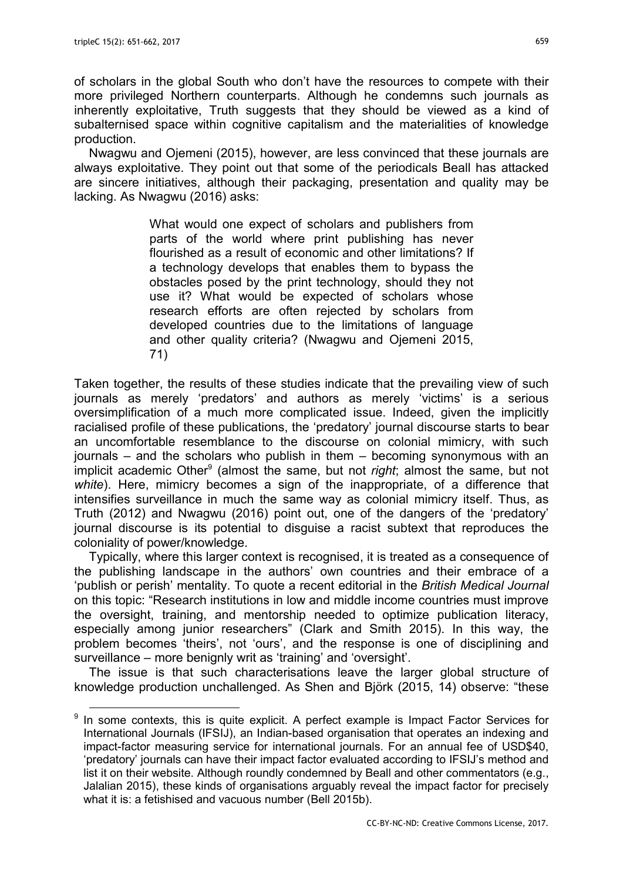of scholars in the global South who don't have the resources to compete with their more privileged Northern counterparts. Although he condemns such journals as inherently exploitative, Truth suggests that they should be viewed as a kind of subalternised space within cognitive capitalism and the materialities of knowledge production.

Nwagwu and Ojemeni (2015), however, are less convinced that these journals are always exploitative. They point out that some of the periodicals Beall has attacked are sincere initiatives, although their packaging, presentation and quality may be lacking. As Nwagwu (2016) asks:

> What would one expect of scholars and publishers from parts of the world where print publishing has never flourished as a result of economic and other limitations? If a technology develops that enables them to bypass the obstacles posed by the print technology, should they not use it? What would be expected of scholars whose research efforts are often rejected by scholars from developed countries due to the limitations of language and other quality criteria? (Nwagwu and Ojemeni 2015, 71)

Taken together, the results of these studies indicate that the prevailing view of such journals as merely 'predators' and authors as merely 'victims' is a serious oversimplification of a much more complicated issue. Indeed, given the implicitly racialised profile of these publications, the 'predatory' journal discourse starts to bear an uncomfortable resemblance to the discourse on colonial mimicry, with such journals – and the scholars who publish in them – becoming synonymous with an implicit academic Other[9] (almost the same, but not *right*; almost the same, but not *white*). Here, mimicry becomes a sign of the inappropriate, of a difference that intensifies surveillance in much the same way as colonial mimicry itself. Thus, as Truth (2012) and Nwagwu (2016) point out, one of the dangers of the 'predatory' journal discourse is its potential to disguise a racist subtext that reproduces the coloniality of power/knowledge.

Typically, where this larger context is recognised, it is treated as a consequence of the publishing landscape in the authors' own countries and their embrace of a 'publish or perish' mentality. To quote a recent editorial in the *British Medical Journal* on this topic: "Research institutions in low and middle income countries must improve the oversight, training, and mentorship needed to optimize publication literacy, especially among junior researchers" (Clark and Smith 2015). In this way, the problem becomes 'theirs', not 'ours', and the response is one of disciplining and surveillance – more benignly writ as 'training' and 'oversight'.

The issue is that such characterisations leave the larger global structure of knowledge production unchallenged. As Shen and Björk (2015, 14) observe: "these

[9] In some contexts, this is quite explicit. A perfect example is Impact Factor Services for International Journals (IFSIJ), an Indian-based organisation that operates an indexing and impact-factor measuring service for international journals. For an annual fee of USD$40, 'predatory' journals can have their impact factor evaluated according to IFSIJ's method and list it on their website. Although roundly condemned by Beall and other commentators (e.g., Jalalian 2015), these kinds of organisations arguably reveal the impact factor for precisely what it is: a fetishised and vacuous number (Bell 2015b).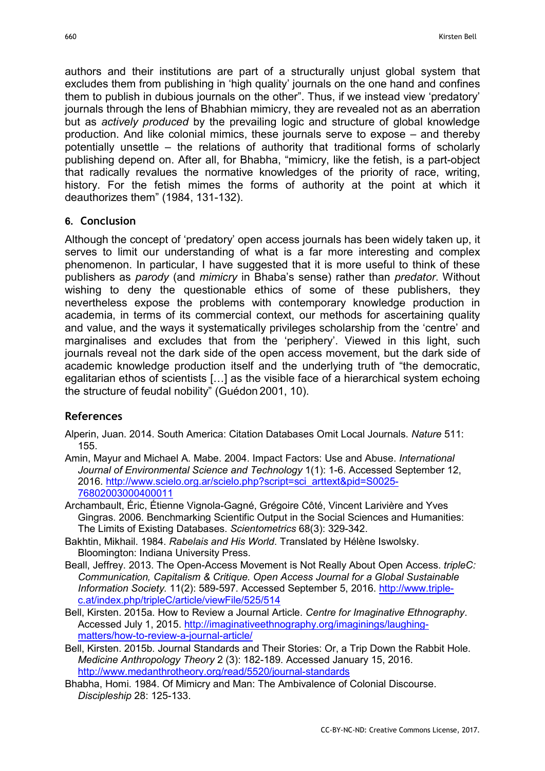authors and their institutions are part of a structurally unjust global system that excludes them from publishing in 'high quality' journals on the one hand and confines them to publish in dubious journals on the other". Thus, if we instead view 'predatory' journals through the lens of Bhabhian mimicry, they are revealed not as an aberration but as *actively produced* by the prevailing logic and structure of global knowledge production. And like colonial mimics, these journals serve to expose – and thereby potentially unsettle – the relations of authority that traditional forms of scholarly publishing depend on. After all, for Bhabha, "mimicry, like the fetish, is a part-object that radically revalues the normative knowledges of the priority of race, writing, history. For the fetish mimes the forms of authority at the point at which it deauthorizes them" (1984, 131-132).

## 6. Conclusion

Although the concept of 'predatory' open access journals has been widely taken up, it serves to limit our understanding of what is a far more interesting and complex phenomenon. In particular, I have suggested that it is more useful to think of these publishers as *parody* (and *mimicry* in Bhaba's sense) rather than *predator*. Without wishing to deny the questionable ethics of some of these publishers, they nevertheless expose the problems with contemporary knowledge production in academia, in terms of its commercial context, our methods for ascertaining quality and value, and the ways it systematically privileges scholarship from the 'centre' and marginalises and excludes that from the 'periphery'. Viewed in this light, such journals reveal not the dark side of the open access movement, but the dark side of academic knowledge production itself and the underlying truth of "the democratic, egalitarian ethos of scientists […] as the visible face of a hierarchical system echoing the structure of feudal nobility" (Guédon 2001, 10).

## References

Alperin, Juan. 2014. South America: Citation Databases Omit Local Journals. *Nature* 511: 155.

Amin, Mayur and Michael A. Mabe. 2004. Impact Factors: Use and Abuse. *International Journal of Environmental Science and Technology* 1(1): 1-6. Accessed September 12, 2016. http://www.scielo.org.ar/scielo.php?script=sci_arttext&pid=S0025-76802003000400011

Archambault, Éric, Étienne Vignola-Gagné, Grégoire Côté, Vincent Larivière and Yves Gingras. 2006. Benchmarking Scientific Output in the Social Sciences and Humanities: The Limits of Existing Databases. *Scientometrics* 68(3): 329-342.

Bakhtin, Mikhail. 1984. *Rabelais and His World*. Translated by Hélène Iswolsky. Bloomington: Indiana University Press.

Beall, Jeffrey. 2013. The Open-Access Movement is Not Really About Open Access. *tripleC: Communication, Capitalism & Critique. Open Access Journal for a Global Sustainable Information Society.* 11(2): 589-597. Accessed September 5, 2016. http://www.triple-c.at/index.php/tripleC/article/viewFile/525/514

Bell, Kirsten. 2015a. How to Review a Journal Article. *Centre for Imaginative Ethnography*. Accessed July 1, 2015. http://imaginativeethnography.org/imaginings/laughing-matters/how-to-review-a-journal-article/

Bell, Kirsten. 2015b. Journal Standards and Their Stories: Or, a Trip Down the Rabbit Hole. *Medicine Anthropology Theory* 2 (3): 182-189. Accessed January 15, 2016. http://www.medanthrotheory.org/read/5520/journal-standards

Bhabha, Homi. 1984. Of Mimicry and Man: The Ambivalence of Colonial Discourse. *Discipleship* 28: 125-133.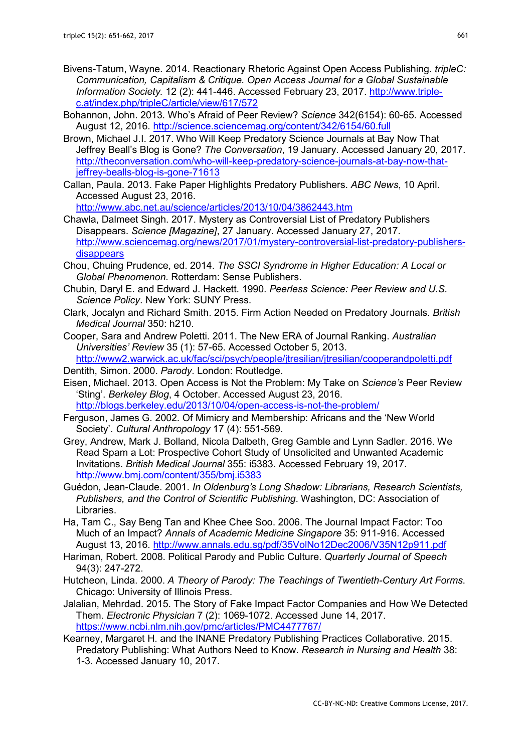Bivens-Tatum, Wayne. 2014. Reactionary Rhetoric Against Open Access Publishing. *tripleC: Communication, Capitalism & Critique. Open Access Journal for a Global Sustainable Information Society.* 12 (2): 441-446. Accessed February 23, 2017. http://www.triple-c.at/index.php/tripleC/article/view/617/572

Bohannon, John. 2013. Who's Afraid of Peer Review? *Science* 342(6154): 60-65. Accessed August 12, 2016. http://science.sciencemag.org/content/342/6154/60.full

Brown, Michael J.I. 2017. Who Will Keep Predatory Science Journals at Bay Now That Jeffrey Beall's Blog is Gone? *The Conversation*, 19 January. Accessed January 20, 2017. http://theconversation.com/who-will-keep-predatory-science-journals-at-bay-now-that-jeffrey-bealls-blog-is-gone-71613

Callan, Paula. 2013. Fake Paper Highlights Predatory Publishers. *ABC News*, 10 April. Accessed August 23, 2016. http://www.abc.net.au/science/articles/2013/10/04/3862443.htm

Chawla, Dalmeet Singh. 2017. Mystery as Controversial List of Predatory Publishers Disappears. *Science [Magazine]*, 27 January. Accessed January 27, 2017. http://www.sciencemag.org/news/2017/01/mystery-controversial-list-predatory-publishers-disappears

Chou, Chuing Prudence, ed. 2014. *The SSCI Syndrome in Higher Education: A Local or Global Phenomenon*. Rotterdam: Sense Publishers.

Chubin, Daryl E. and Edward J. Hackett. 1990. *Peerless Science: Peer Review and U.S. Science Policy*. New York: SUNY Press.

Clark, Jocalyn and Richard Smith. 2015. Firm Action Needed on Predatory Journals. *British Medical Journal* 350: h210.

Cooper, Sara and Andrew Poletti. 2011. The New ERA of Journal Ranking. *Australian Universities' Review* 35 (1): 57-65. Accessed October 5, 2013. http://www2.warwick.ac.uk/fac/sci/psych/people/jtresilian/jtresilian/cooperandpoletti.pdf

Dentith, Simon. 2000. *Parody*. London: Routledge.

Eisen, Michael. 2013. Open Access is Not the Problem: My Take on *Science's* Peer Review 'Sting'. *Berkeley Blog*, 4 October. Accessed August 23, 2016. http://blogs.berkeley.edu/2013/10/04/open-access-is-not-the-problem/

Ferguson, James G. 2002. Of Mimicry and Membership: Africans and the 'New World Society'. *Cultural Anthropology* 17 (4): 551-569.

Grey, Andrew, Mark J. Bolland, Nicola Dalbeth, Greg Gamble and Lynn Sadler. 2016. We Read Spam a Lot: Prospective Cohort Study of Unsolicited and Unwanted Academic Invitations. *British Medical Journal* 355: i5383. Accessed February 19, 2017. http://www.bmj.com/content/355/bmj.i5383

Guédon, Jean-Claude. 2001. *In Oldenburg's Long Shadow: Librarians, Research Scientists, Publishers, and the Control of Scientific Publishing*. Washington, DC: Association of Libraries.

Ha, Tam C., Say Beng Tan and Khee Chee Soo. 2006. The Journal Impact Factor: Too Much of an Impact? *Annals of Academic Medicine Singapore* 35: 911-916. Accessed August 13, 2016. http://www.annals.edu.sg/pdf/35VolNo12Dec2006/V35N12p911.pdf

Hariman, Robert. 2008. Political Parody and Public Culture. *Quarterly Journal of Speech* 94(3): 247-272.

Hutcheon, Linda. 2000. *A Theory of Parody: The Teachings of Twentieth-Century Art Forms.* Chicago: University of Illinois Press.

Jalalian, Mehrdad. 2015. The Story of Fake Impact Factor Companies and How We Detected Them. *Electronic Physician* 7 (2): 1069-1072. Accessed June 14, 2017. https://www.ncbi.nlm.nih.gov/pmc/articles/PMC4477767/

Kearney, Margaret H. and the INANE Predatory Publishing Practices Collaborative. 2015. Predatory Publishing: What Authors Need to Know. *Research in Nursing and Health* 38: 1-3. Accessed January 10, 2017.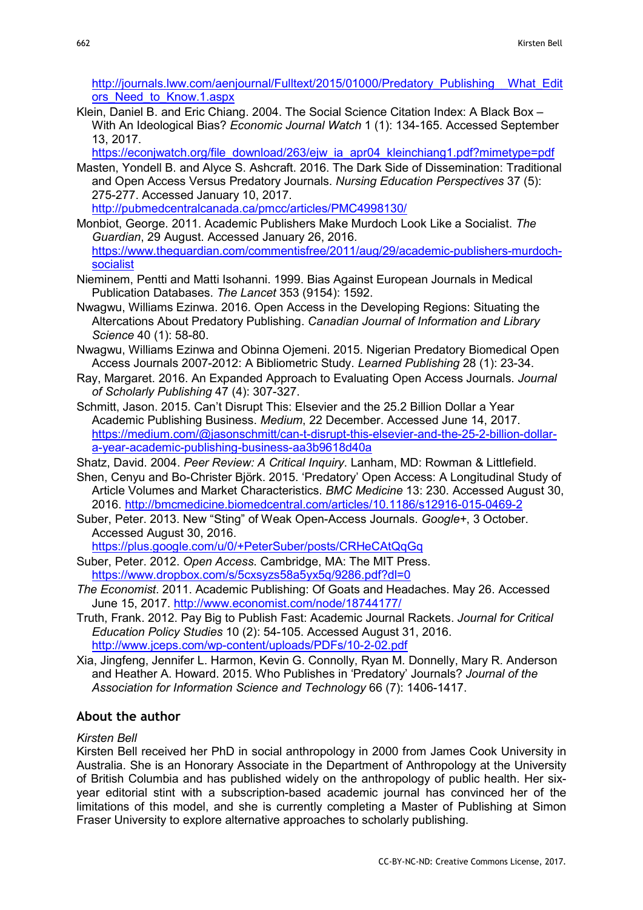http://journals.lww.com/aenjournal/Fulltext/2015/01000/Predatory_Publishing__What_Editors_Need_to_Know.1.aspx

Klein, Daniel B. and Eric Chiang. 2004. The Social Science Citation Index: A Black Box – With An Ideological Bias? *Economic Journal Watch* 1 (1): 134-165. Accessed September 13, 2017. https://econjwatch.org/file_download/263/ejw_ia_apr04_kleinchiang1.pdf?mimetype=pdf

Masten, Yondell B. and Alyce S. Ashcraft. 2016. The Dark Side of Dissemination: Traditional and Open Access Versus Predatory Journals. *Nursing Education Perspectives* 37 (5): 275-277. Accessed January 10, 2017. http://pubmedcentralcanada.ca/pmcc/articles/PMC4998130/

Monbiot, George. 2011. Academic Publishers Make Murdoch Look Like a Socialist. *The Guardian*, 29 August. Accessed January 26, 2016. https://www.theguardian.com/commentisfree/2011/aug/29/academic-publishers-murdoch-socialist

Nieminem, Pentti and Matti Isohanni. 1999. Bias Against European Journals in Medical Publication Databases. *The Lancet* 353 (9154): 1592.

Nwagwu, Williams Ezinwa. 2016. Open Access in the Developing Regions: Situating the Altercations About Predatory Publishing. *Canadian Journal of Information and Library Science* 40 (1): 58-80.

Nwagwu, Williams Ezinwa and Obinna Ojemeni. 2015. Nigerian Predatory Biomedical Open Access Journals 2007-2012: A Bibliometric Study. *Learned Publishing* 28 (1): 23-34.

Ray, Margaret. 2016. An Expanded Approach to Evaluating Open Access Journals. *Journal of Scholarly Publishing* 47 (4): 307-327.

Schmitt, Jason. 2015. Can't Disrupt This: Elsevier and the 25.2 Billion Dollar a Year Academic Publishing Business. *Medium*, 22 December. Accessed June 14, 2017. https://medium.com/@jasonschmitt/can-t-disrupt-this-elsevier-and-the-25-2-billion-dollar-a-year-academic-publishing-business-aa3b9618d40a

Shatz, David. 2004. *Peer Review: A Critical Inquiry*. Lanham, MD: Rowman & Littlefield.

Shen, Cenyu and Bo-Christer Björk. 2015. 'Predatory' Open Access: A Longitudinal Study of Article Volumes and Market Characteristics. *BMC Medicine* 13: 230. Accessed August 30, 2016. http://bmcmedicine.biomedcentral.com/articles/10.1186/s12916-015-0469-2

Suber, Peter. 2013. New "Sting" of Weak Open-Access Journals. *Google+*, 3 October. Accessed August 30, 2016. https://plus.google.com/u/0/+PeterSuber/posts/CRHeCAtQqGq

Suber, Peter. 2012. *Open Access.* Cambridge, MA: The MIT Press. https://www.dropbox.com/s/5cxsyzs58a5yx5q/9286.pdf?dl=0

*The Economist*. 2011. Academic Publishing: Of Goats and Headaches. May 26. Accessed June 15, 2017. http://www.economist.com/node/18744177/

Truth, Frank. 2012. Pay Big to Publish Fast: Academic Journal Rackets. *Journal for Critical Education Policy Studies* 10 (2): 54-105. Accessed August 31, 2016. http://www.jceps.com/wp-content/uploads/PDFs/10-2-02.pdf

Xia, Jingfeng, Jennifer L. Harmon, Kevin G. Connolly, Ryan M. Donnelly, Mary R. Anderson and Heather A. Howard. 2015. Who Publishes in 'Predatory' Journals? *Journal of the Association for Information Science and Technology* 66 (7): 1406-1417.

## About the author

*Kirsten Bell*

Kirsten Bell received her PhD in social anthropology in 2000 from James Cook University in Australia. She is an Honorary Associate in the Department of Anthropology at the University of British Columbia and has published widely on the anthropology of public health. Her six-year editorial stint with a subscription-based academic journal has convinced her of the limitations of this model, and she is currently completing a Master of Publishing at Simon Fraser University to explore alternative approaches to scholarly publishing.

CC-BY-NC-ND: Creative Commons License, 2017.